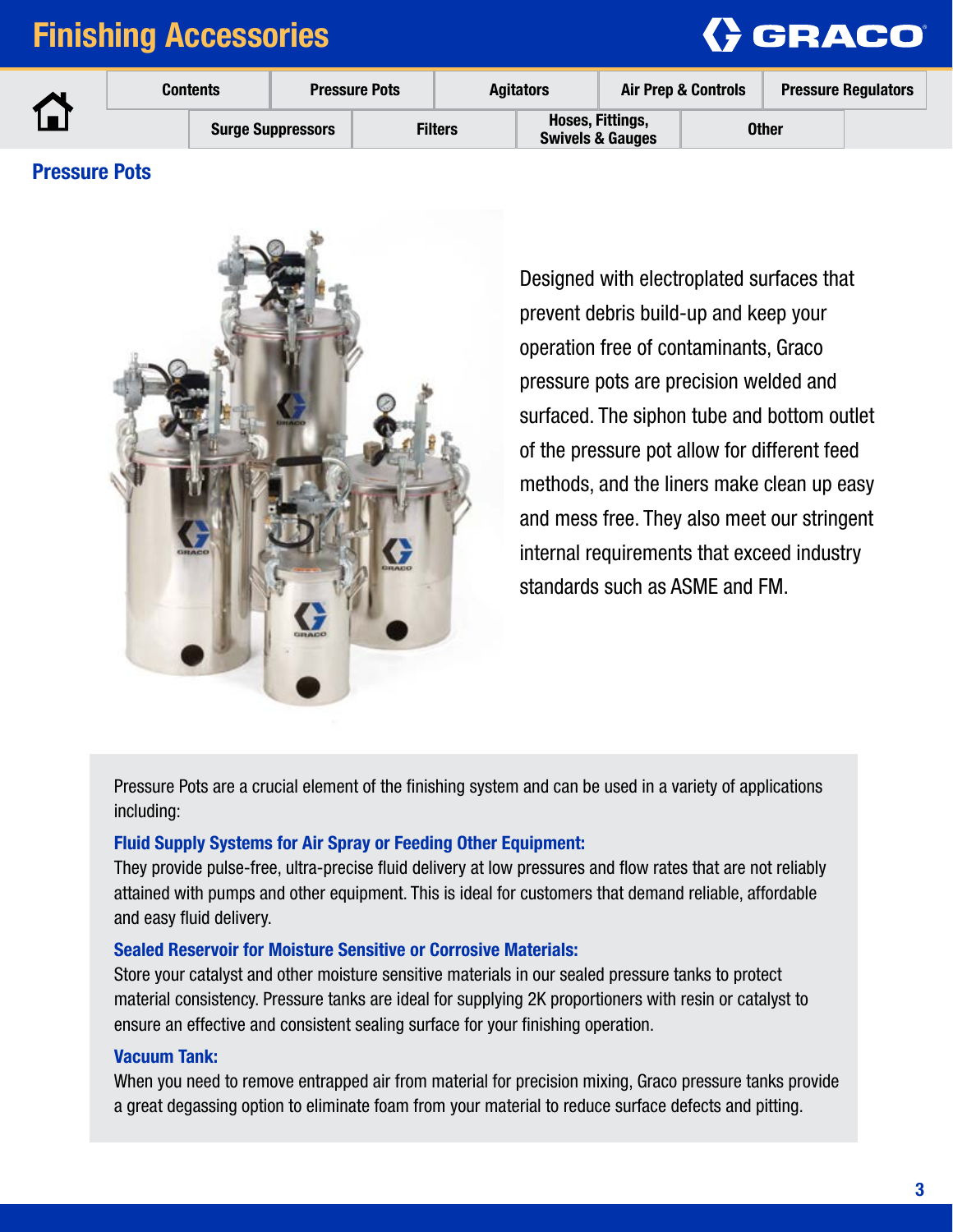# Finishing Accessories

| Contents | Pressure Pots | Agitators | Air Prep & Controls | Pressure Regulators |
|---|---|---|---|---|
| Surge Suppressors | Filters | Hoses, Fittings, Swivels & Gauges | Other | |

## Pressure Pots

Designed with electroplated surfaces that prevent debris build-up and keep your operation free of contaminants, Graco pressure pots are precision welded and surfaced. The siphon tube and bottom outlet of the pressure pot allow for different feed methods, and the liners make clean up easy and mess free. They also meet our stringent internal requirements that exceed industry standards such as ASME and FM.

Pressure Pots are a crucial element of the finishing system and can be used in a variety of applications including:

### Fluid Supply Systems for Air Spray or Feeding Other Equipment:

They provide pulse-free, ultra-precise fluid delivery at low pressures and flow rates that are not reliably attained with pumps and other equipment. This is ideal for customers that demand reliable, affordable and easy fluid delivery.

### Sealed Reservoir for Moisture Sensitive or Corrosive Materials:

Store your catalyst and other moisture sensitive materials in our sealed pressure tanks to protect material consistency. Pressure tanks are ideal for supplying 2K proportioners with resin or catalyst to ensure an effective and consistent sealing surface for your finishing operation.

### Vacuum Tank:

When you need to remove entrapped air from material for precision mixing, Graco pressure tanks provide a great degassing option to eliminate foam from your material to reduce surface defects and pitting.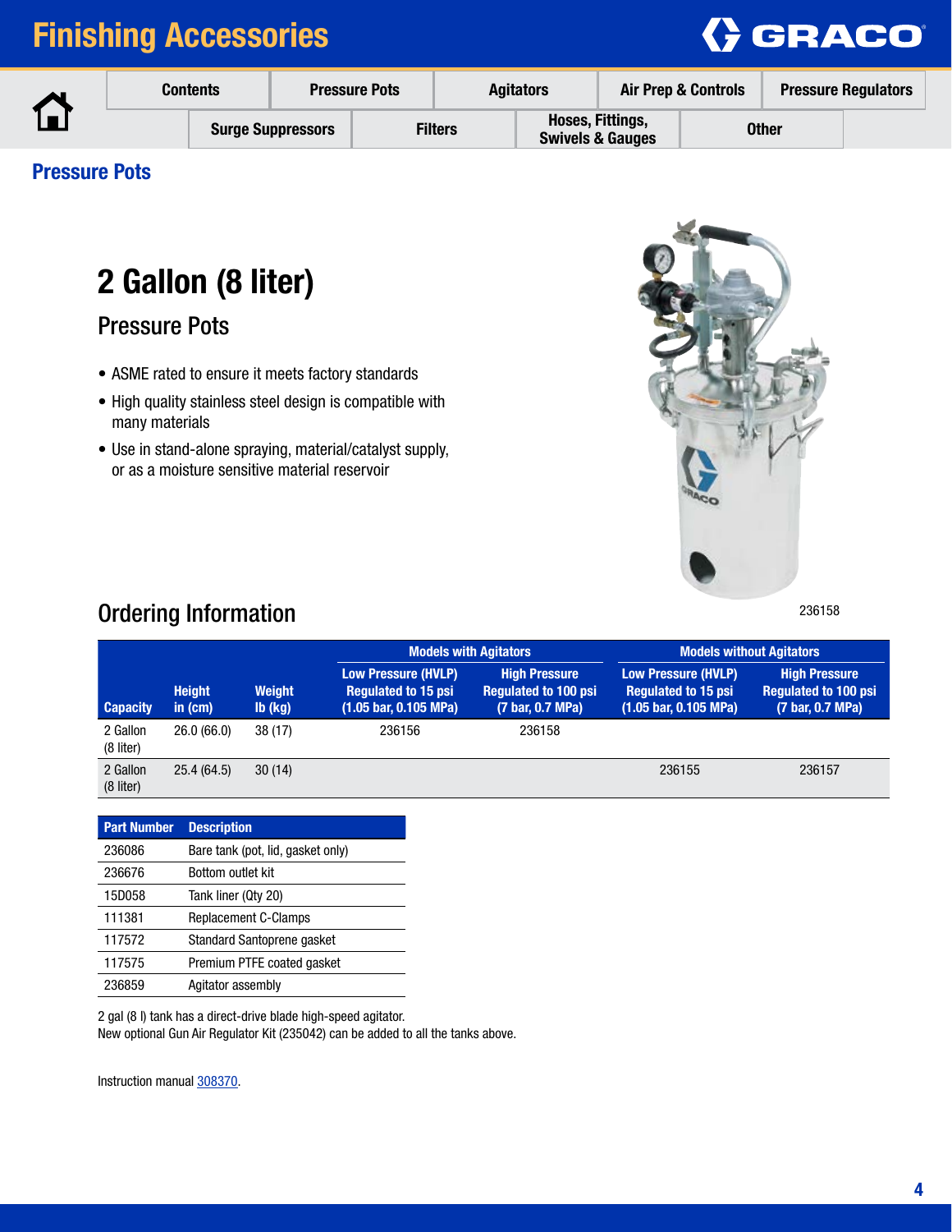## Pressure Pots

# 2 Gallon (8 liter)

### Pressure Pots

- ASME rated to ensure it meets factory standards
- High quality stainless steel design is compatible with many materials
- Use in stand-alone spraying, material/catalyst supply, or as a moisture sensitive material reservoir

236158

## Ordering Information

| | | | Models with Agitators | | Models without Agitators | |
|---|---|---|---|---|---|---|
| Capacity | Height in (cm) | Weight lb (kg) | Low Pressure (HVLP) Regulated to 15 psi (1.05 bar, 0.105 MPa) | High Pressure Regulated to 100 psi (7 bar, 0.7 MPa) | Low Pressure (HVLP) Regulated to 15 psi (1.05 bar, 0.105 MPa) | High Pressure Regulated to 100 psi (7 bar, 0.7 MPa) |
| 2 Gallon (8 liter) | 26.0 (66.0) | 38 (17) | 236156 | 236158 | | |
| 2 Gallon (8 liter) | 25.4 (64.5) | 30 (14) | | | 236155 | 236157 |

| Part Number | Description |
|---|---|
| 236086 | Bare tank (pot, lid, gasket only) |
| 236676 | Bottom outlet kit |
| 15D058 | Tank liner (Qty 20) |
| 111381 | Replacement C-Clamps |
| 117572 | Standard Santoprene gasket |
| 117575 | Premium PTFE coated gasket |
| 236859 | Agitator assembly |

2 gal (8 l) tank has a direct-drive blade high-speed agitator.
New optional Gun Air Regulator Kit (235042) can be added to all the tanks above.

Instruction manual 308370.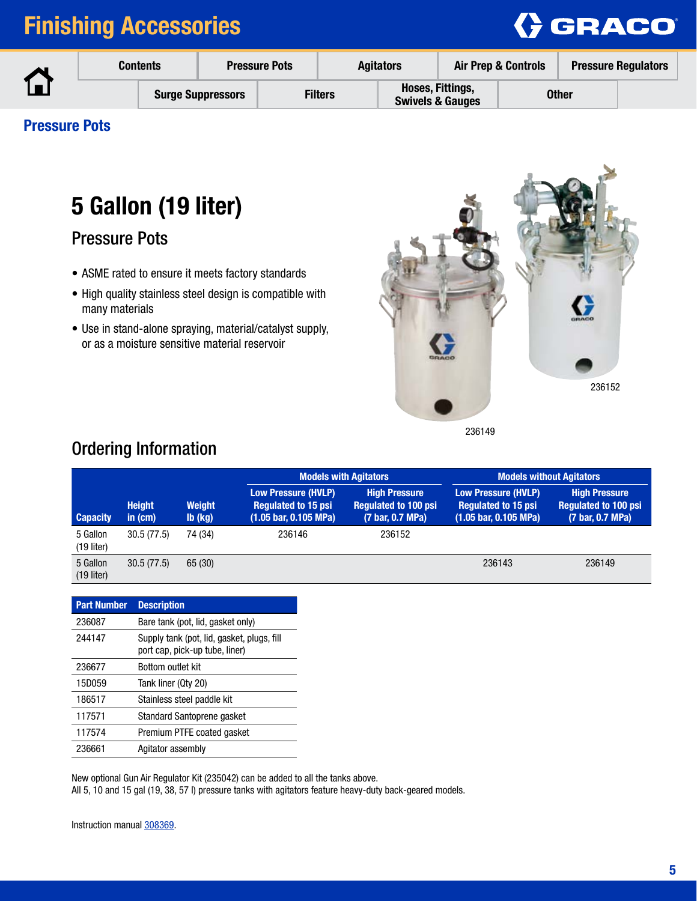# Finishing Accessories

Contents | Pressure Pots | Agitators | Air Prep & Controls | Pressure Regulators | Surge Suppressors | Filters | Hoses, Fittings, Swivels & Gauges | Other

## Pressure Pots

# 5 Gallon (19 liter)

## Pressure Pots

- ASME rated to ensure it meets factory standards
- High quality stainless steel design is compatible with many materials
- Use in stand-alone spraying, material/catalyst supply, or as a moisture sensitive material reservoir

236152

236149

## Ordering Information

| Capacity | Height in (cm) | Weight lb (kg) | Models with Agitators | | Models without Agitators | |
|---|---|---|---|---|---|---|
| | | | Low Pressure (HVLP) Regulated to 15 psi (1.05 bar, 0.105 MPa) | High Pressure Regulated to 100 psi (7 bar, 0.7 MPa) | Low Pressure (HVLP) Regulated to 15 psi (1.05 bar, 0.105 MPa) | High Pressure Regulated to 100 psi (7 bar, 0.7 MPa) |
| 5 Gallon (19 liter) | 30.5 (77.5) | 74 (34) | 236146 | 236152 | | |
| 5 Gallon (19 liter) | 30.5 (77.5) | 65 (30) | | | 236143 | 236149 |

| Part Number | Description |
|---|---|
| 236087 | Bare tank (pot, lid, gasket only) |
| 244147 | Supply tank (pot, lid, gasket, plugs, fill port cap, pick-up tube, liner) |
| 236677 | Bottom outlet kit |
| 15D059 | Tank liner (Qty 20) |
| 186517 | Stainless steel paddle kit |
| 117571 | Standard Santoprene gasket |
| 117574 | Premium PTFE coated gasket |
| 236661 | Agitator assembly |

New optional Gun Air Regulator Kit (235042) can be added to all the tanks above.
All 5, 10 and 15 gal (19, 38, 57 l) pressure tanks with agitators feature heavy-duty back-geared models.

Instruction manual 308369.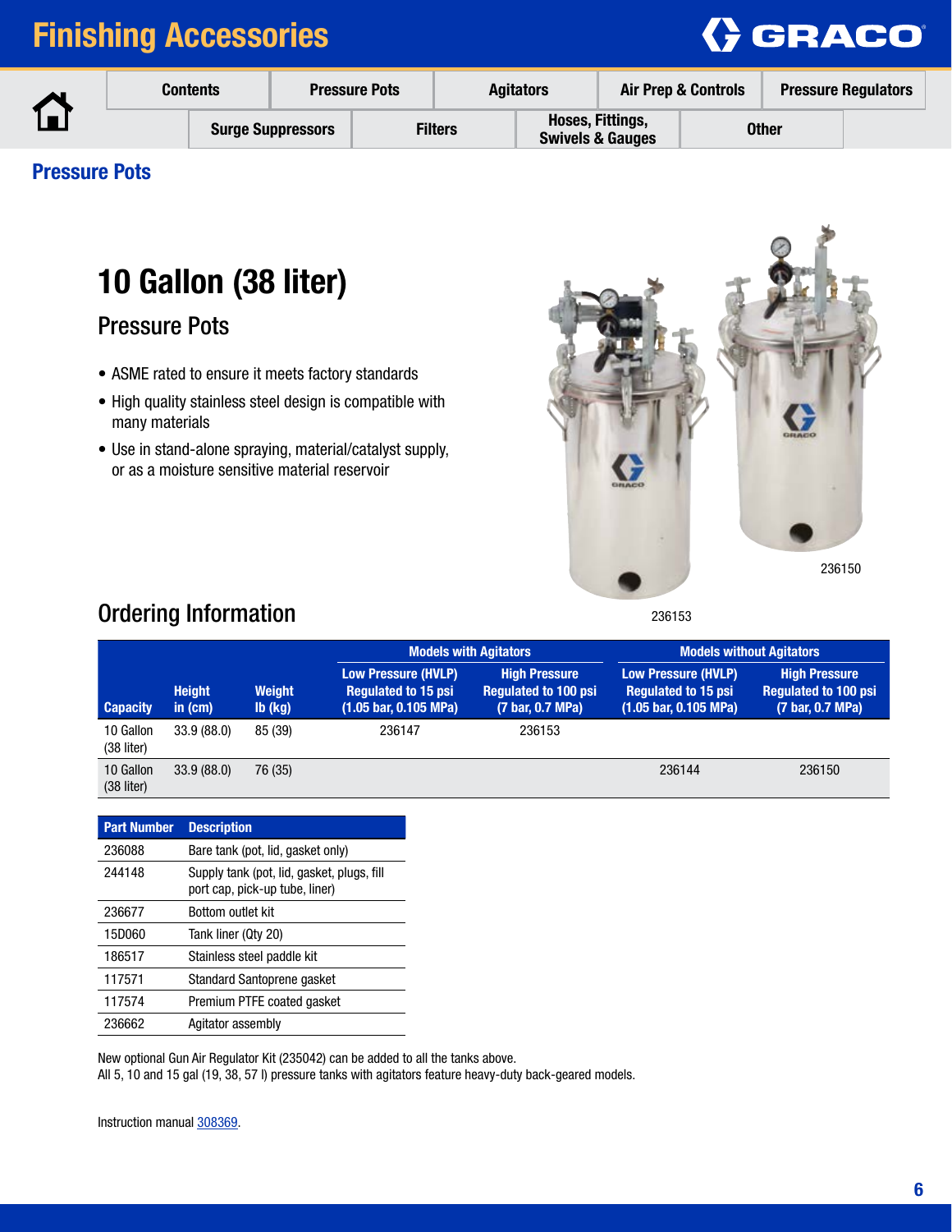# Finishing Accessories

| Contents | Pressure Pots | Agitators | Air Prep & Controls | Pressure Regulators |
|---|---|---|---|---|
| Surge Suppressors | Filters | Hoses, Fittings, Swivels & Gauges | Other | |

## Pressure Pots

# 10 Gallon (38 liter)

## Pressure Pots

- ASME rated to ensure it meets factory standards
- High quality stainless steel design is compatible with many materials
- Use in stand-alone spraying, material/catalyst supply, or as a moisture sensitive material reservoir

236150

236153

## Ordering Information

| | | | Models with Agitators | | Models without Agitators | |
|---|---|---|---|---|---|---|
| **Capacity** | **Height in (cm)** | **Weight lb (kg)** | **Low Pressure (HVLP) Regulated to 15 psi (1.05 bar, 0.105 MPa)** | **High Pressure Regulated to 100 psi (7 bar, 0.7 MPa)** | **Low Pressure (HVLP) Regulated to 15 psi (1.05 bar, 0.105 MPa)** | **High Pressure Regulated to 100 psi (7 bar, 0.7 MPa)** |
| 10 Gallon (38 liter) | 33.9 (88.0) | 85 (39) | 236147 | 236153 | | |
| 10 Gallon (38 liter) | 33.9 (88.0) | 76 (35) | | | 236144 | 236150 |

| Part Number | Description |
|---|---|
| 236088 | Bare tank (pot, lid, gasket only) |
| 244148 | Supply tank (pot, lid, gasket, plugs, fill port cap, pick-up tube, liner) |
| 236677 | Bottom outlet kit |
| 15D060 | Tank liner (Qty 20) |
| 186517 | Stainless steel paddle kit |
| 117571 | Standard Santoprene gasket |
| 117574 | Premium PTFE coated gasket |
| 236662 | Agitator assembly |

New optional Gun Air Regulator Kit (235042) can be added to all the tanks above.
All 5, 10 and 15 gal (19, 38, 57 l) pressure tanks with agitators feature heavy-duty back-geared models.

Instruction manual 308369.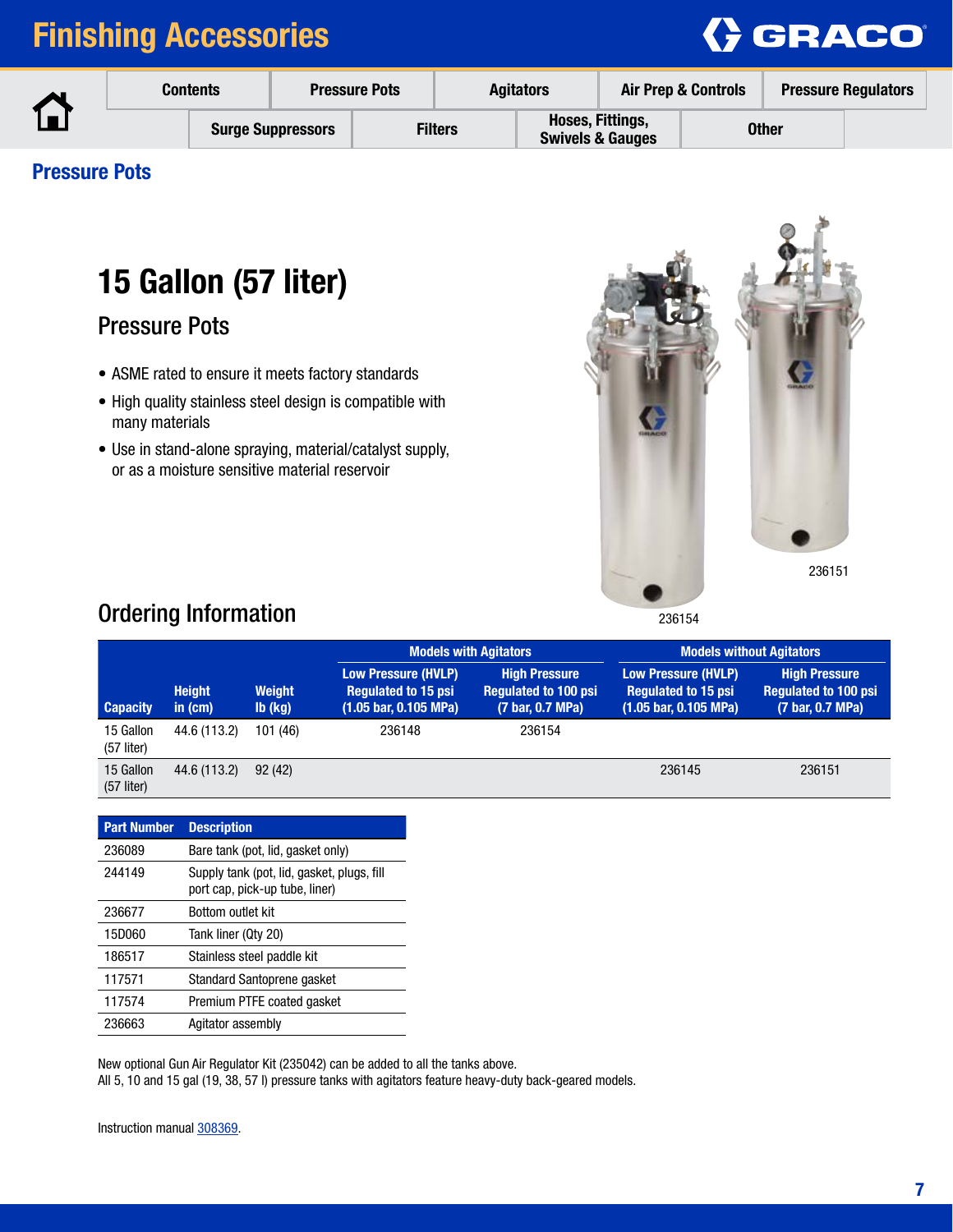# Finishing Accessories

## Pressure Pots

# 15 Gallon (57 liter)

## Pressure Pots

- ASME rated to ensure it meets factory standards
- High quality stainless steel design is compatible with many materials
- Use in stand-alone spraying, material/catalyst supply, or as a moisture sensitive material reservoir

236151

236154

## Ordering Information

| Capacity | Height in (cm) | Weight lb (kg) | Models with Agitators: Low Pressure (HVLP) Regulated to 15 psi (1.05 bar, 0.105 MPa) | Models with Agitators: High Pressure Regulated to 100 psi (7 bar, 0.7 MPa) | Models without Agitators: Low Pressure (HVLP) Regulated to 15 psi (1.05 bar, 0.105 MPa) | Models without Agitators: High Pressure Regulated to 100 psi (7 bar, 0.7 MPa) |
|---|---|---|---|---|---|---|
| 15 Gallon (57 liter) | 44.6 (113.2) | 101 (46) | 236148 | 236154 | | |
| 15 Gallon (57 liter) | 44.6 (113.2) | 92 (42) | | | 236145 | 236151 |

| Part Number | Description |
|---|---|
| 236089 | Bare tank (pot, lid, gasket only) |
| 244149 | Supply tank (pot, lid, gasket, plugs, fill port cap, pick-up tube, liner) |
| 236677 | Bottom outlet kit |
| 15D060 | Tank liner (Qty 20) |
| 186517 | Stainless steel paddle kit |
| 117571 | Standard Santoprene gasket |
| 117574 | Premium PTFE coated gasket |
| 236663 | Agitator assembly |

New optional Gun Air Regulator Kit (235042) can be added to all the tanks above.
All 5, 10 and 15 gal (19, 38, 57 l) pressure tanks with agitators feature heavy-duty back-geared models.

Instruction manual 308369.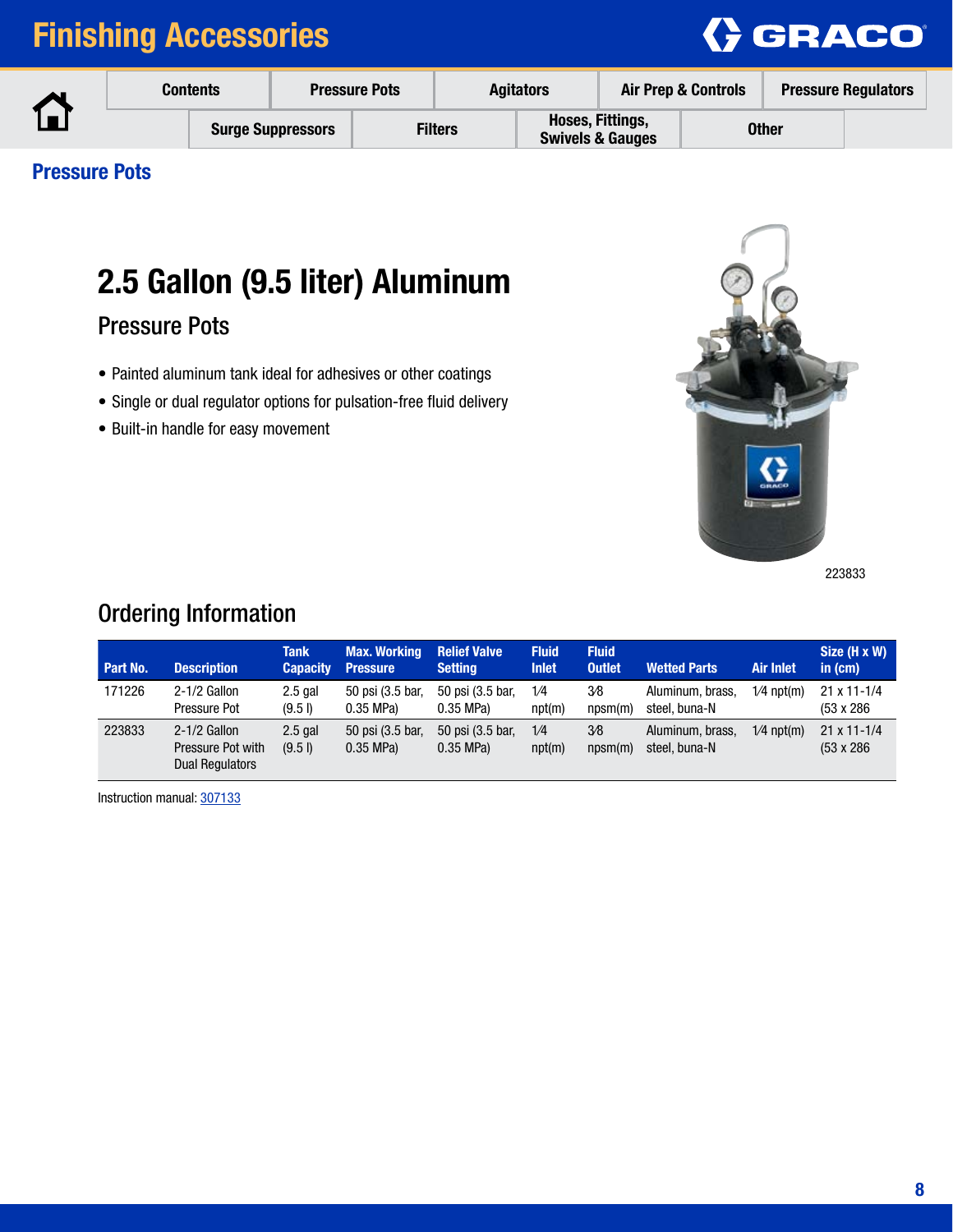## Pressure Pots

# 2.5 Gallon (9.5 liter) Aluminum

## Pressure Pots

- Painted aluminum tank ideal for adhesives or other coatings
- Single or dual regulator options for pulsation-free fluid delivery
- Built-in handle for easy movement

223833

## Ordering Information

| Part No. | Description | Tank Capacity | Max. Working Pressure | Relief Valve Setting | Fluid Inlet | Fluid Outlet | Wetted Parts | Air Inlet | Size (H x W) in (cm) |
|---|---|---|---|---|---|---|---|---|---|
| 171226 | 2-1/2 Gallon Pressure Pot | 2.5 gal (9.5 l) | 50 psi (3.5 bar, 0.35 MPa) | 50 psi (3.5 bar, 0.35 MPa) | 1⁄4 npt(m) | 3⁄8 npsm(m) | Aluminum, brass, steel, buna-N | 1⁄4 npt(m) | 21 x 11-1/4 (53 x 286 |
| 223833 | 2-1/2 Gallon Pressure Pot with Dual Regulators | 2.5 gal (9.5 l) | 50 psi (3.5 bar, 0.35 MPa) | 50 psi (3.5 bar, 0.35 MPa) | 1⁄4 npt(m) | 3⁄8 npsm(m) | Aluminum, brass, steel, buna-N | 1⁄4 npt(m) | 21 x 11-1/4 (53 x 286 |

Instruction manual: 307133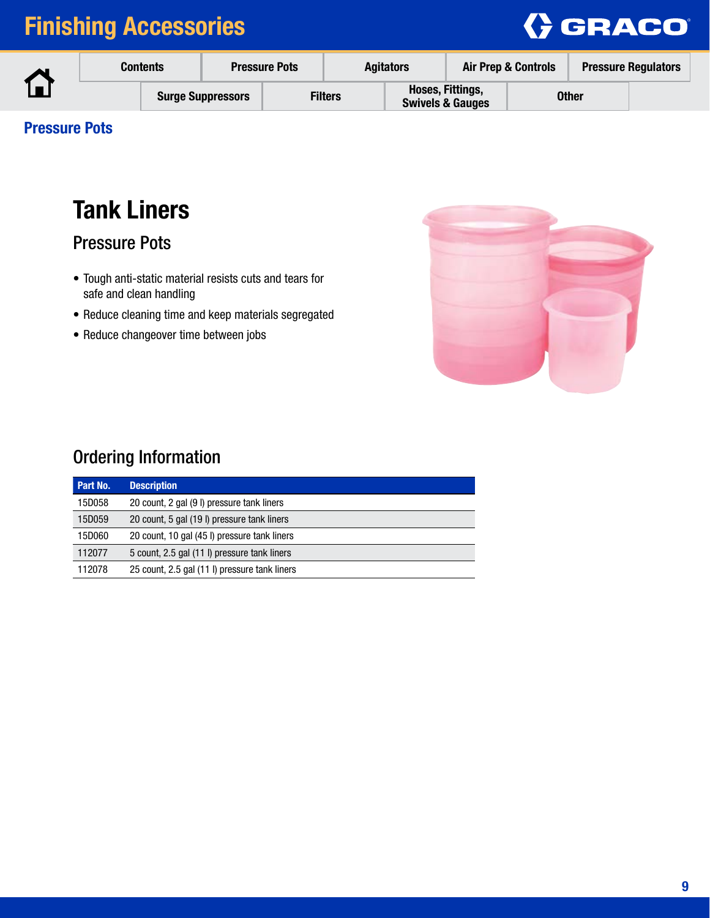## Pressure Pots

# Tank Liners

### Pressure Pots

- Tough anti-static material resists cuts and tears for safe and clean handling
- Reduce cleaning time and keep materials segregated
- Reduce changeover time between jobs

## Ordering Information

| Part No. | Description |
|---|---|
| 15D058 | 20 count, 2 gal (9 l) pressure tank liners |
| 15D059 | 20 count, 5 gal (19 l) pressure tank liners |
| 15D060 | 20 count, 10 gal (45 l) pressure tank liners |
| 112077 | 5 count, 2.5 gal (11 l) pressure tank liners |
| 112078 | 25 count, 2.5 gal (11 l) pressure tank liners |